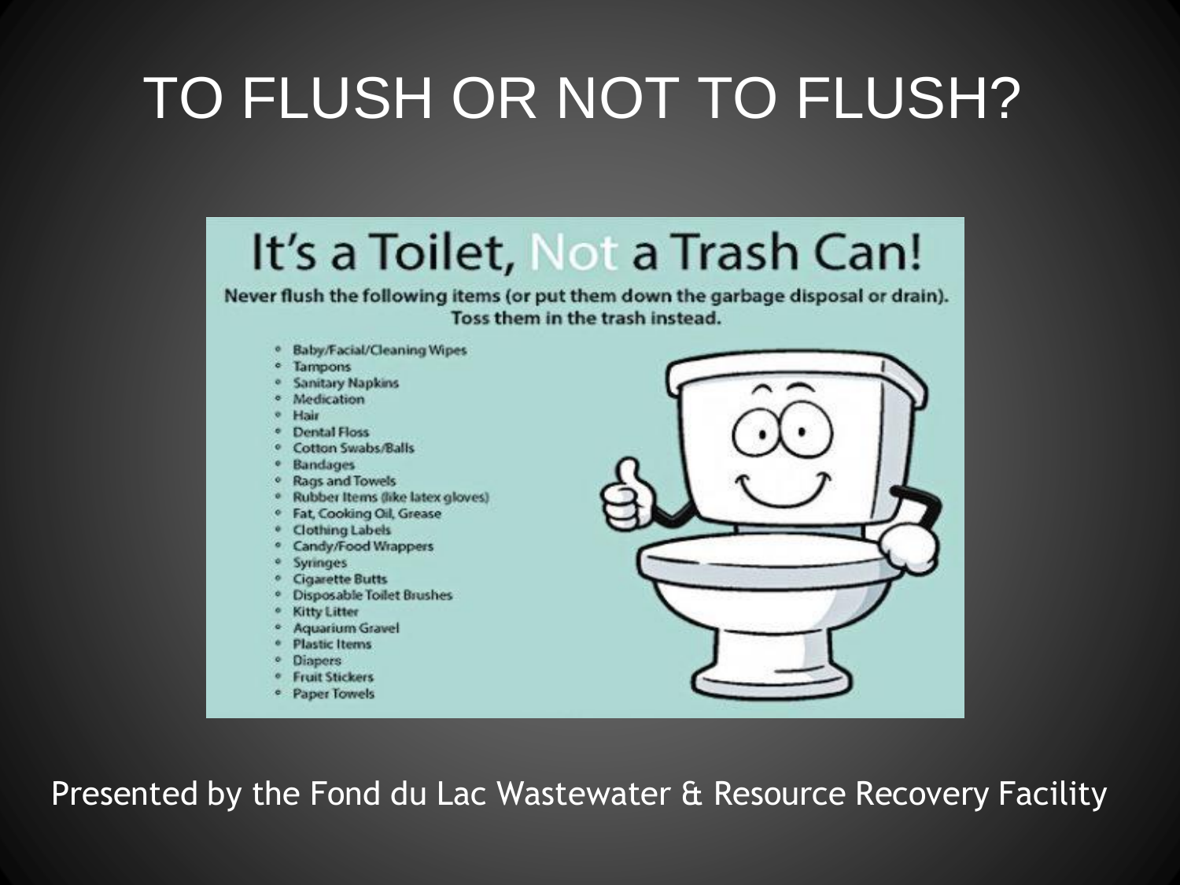# TO FLUSH OR NOT TO FLUSH?

## It's a Toilet, Not a Trash Can!

**Never flush the following items (or put them down the garbage disposal or drain). Toss them in the trash instead.**

- Baby/Facial/Cleaning Wipes
- Tampons
- Sanitary Napkins
- Medication
- Hair
- Dental Floss
- Cotton Swabs/Balls
- Bandages
- Rags and Towels
- Rubber Items (like latex gloves)
- Fat, Cooking Oil, Grease
- Clothing Labels
- Candy/Food Wrappers
- Syringes
- Cigarette Butts
- Disposable Toilet Brushes
- Kitty Litter
- Aquarium Gravel
- Plastic Items
- Diapers
- Fruit Stickers
- Paper Towels

Presented by the Fond du Lac Wastewater & Resource Recovery Facility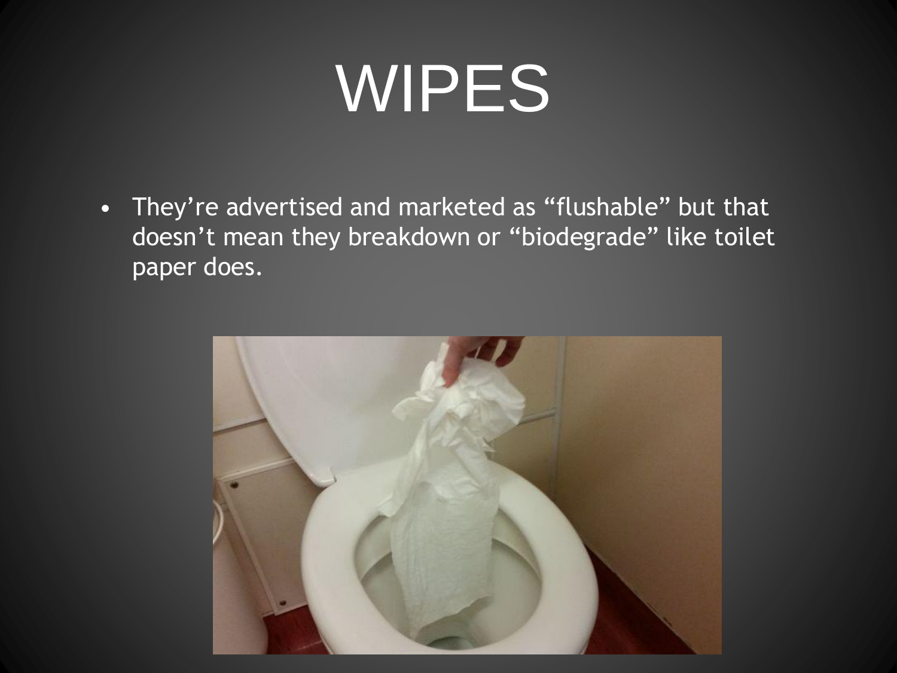# WIPES

- They're advertised and marketed as "flushable" but that doesn't mean they breakdown or "biodegrade" like toilet paper does.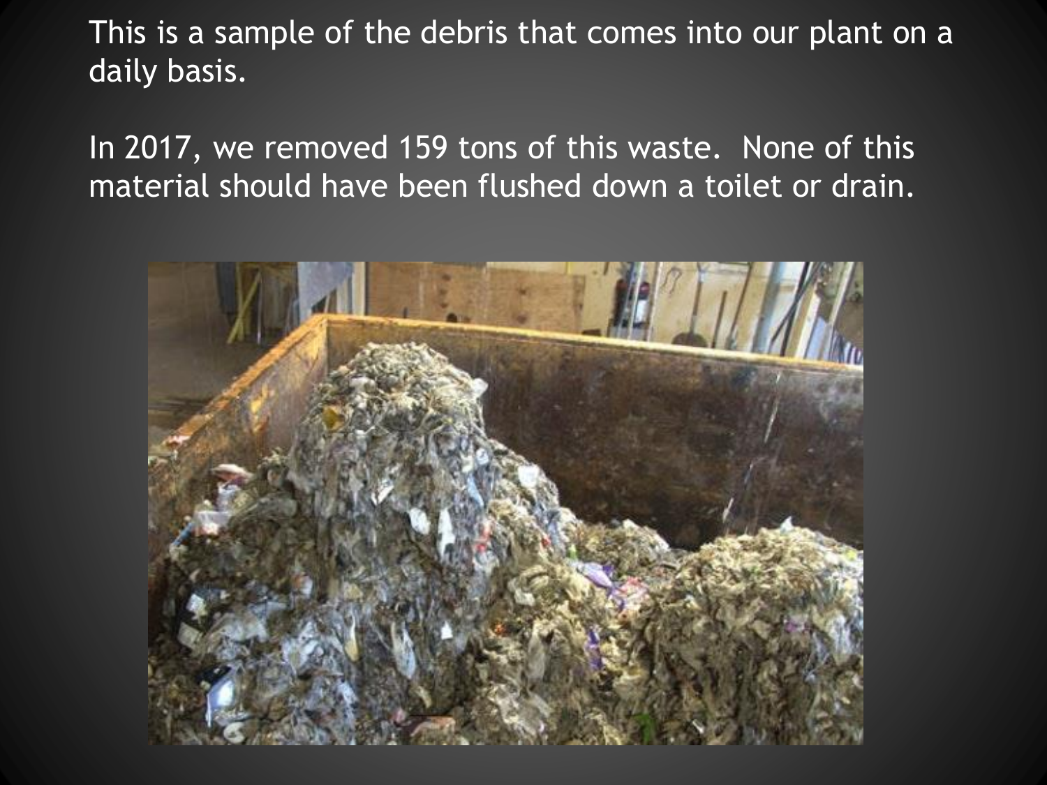This is a sample of the debris that comes into our plant on a daily basis.

In 2017, we removed 159 tons of this waste. None of this material should have been flushed down a toilet or drain.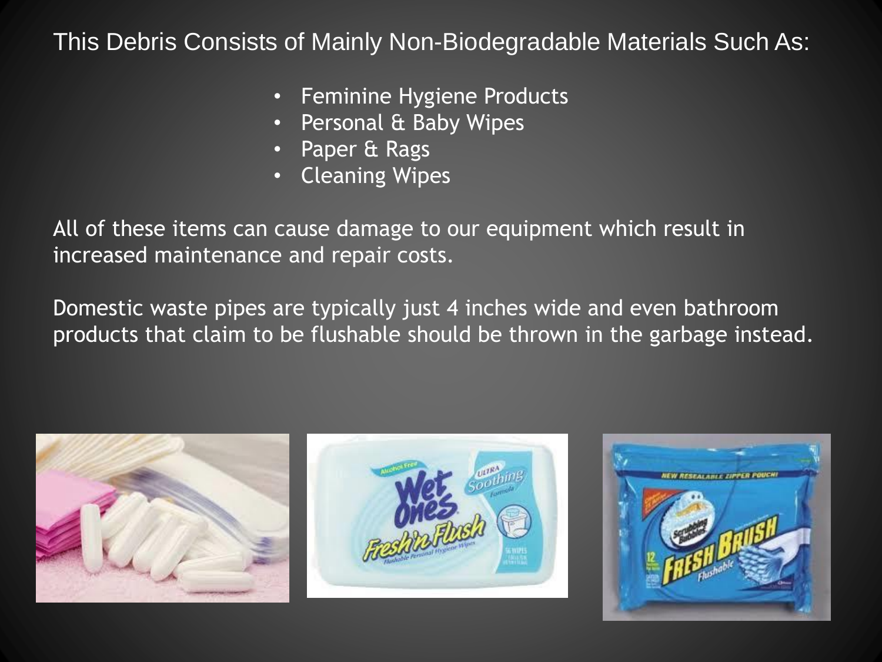This Debris Consists of Mainly Non-Biodegradable Materials Such As:

- Feminine Hygiene Products
- Personal & Baby Wipes
- Paper & Rags
- Cleaning Wipes

All of these items can cause damage to our equipment which result in increased maintenance and repair costs.

Domestic waste pipes are typically just 4 inches wide and even bathroom products that claim to be flushable should be thrown in the garbage instead.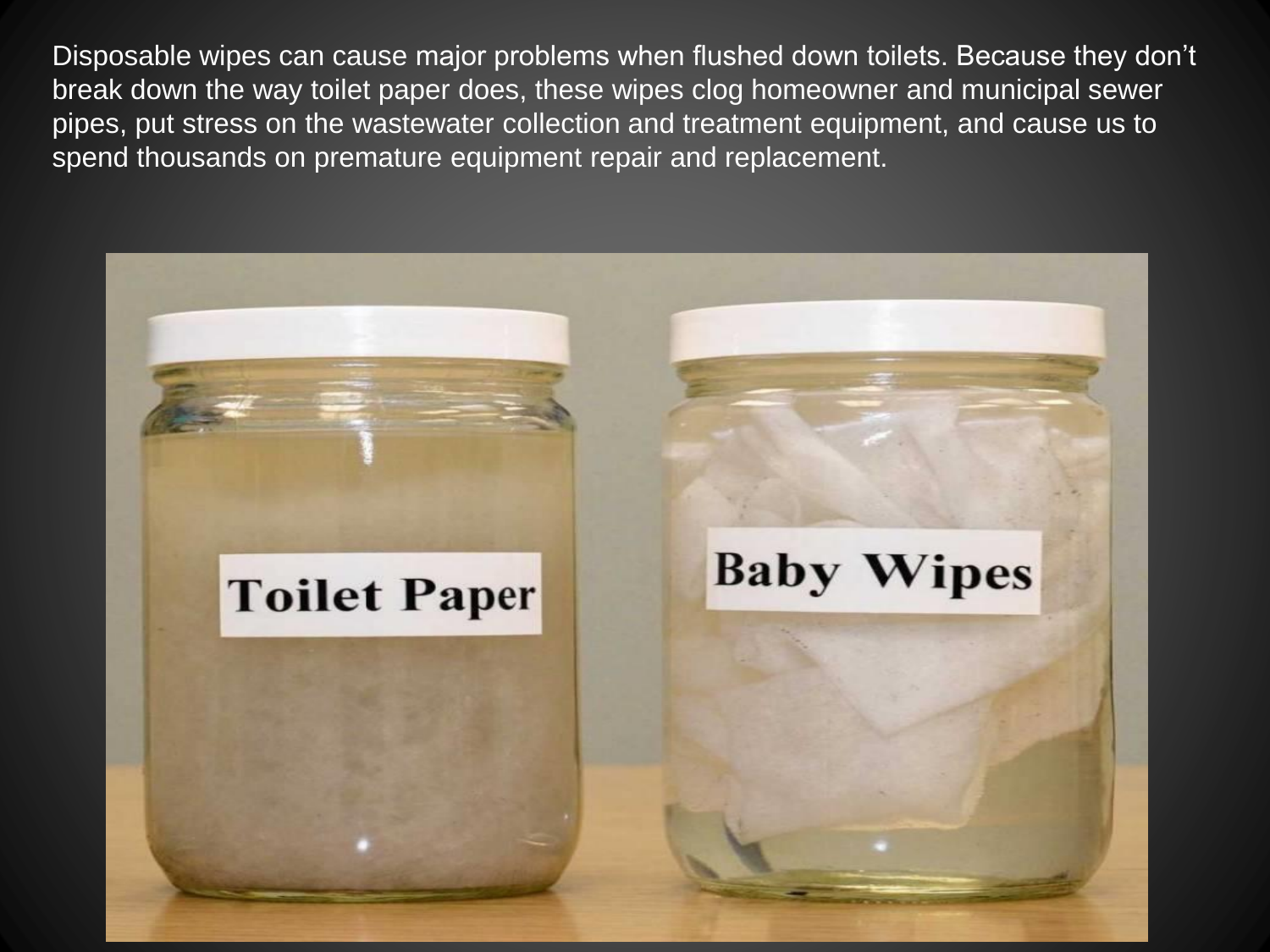Disposable wipes can cause major problems when flushed down toilets. Because they don't break down the way toilet paper does, these wipes clog homeowner and municipal sewer pipes, put stress on the wastewater collection and treatment equipment, and cause us to spend thousands on premature equipment repair and replacement.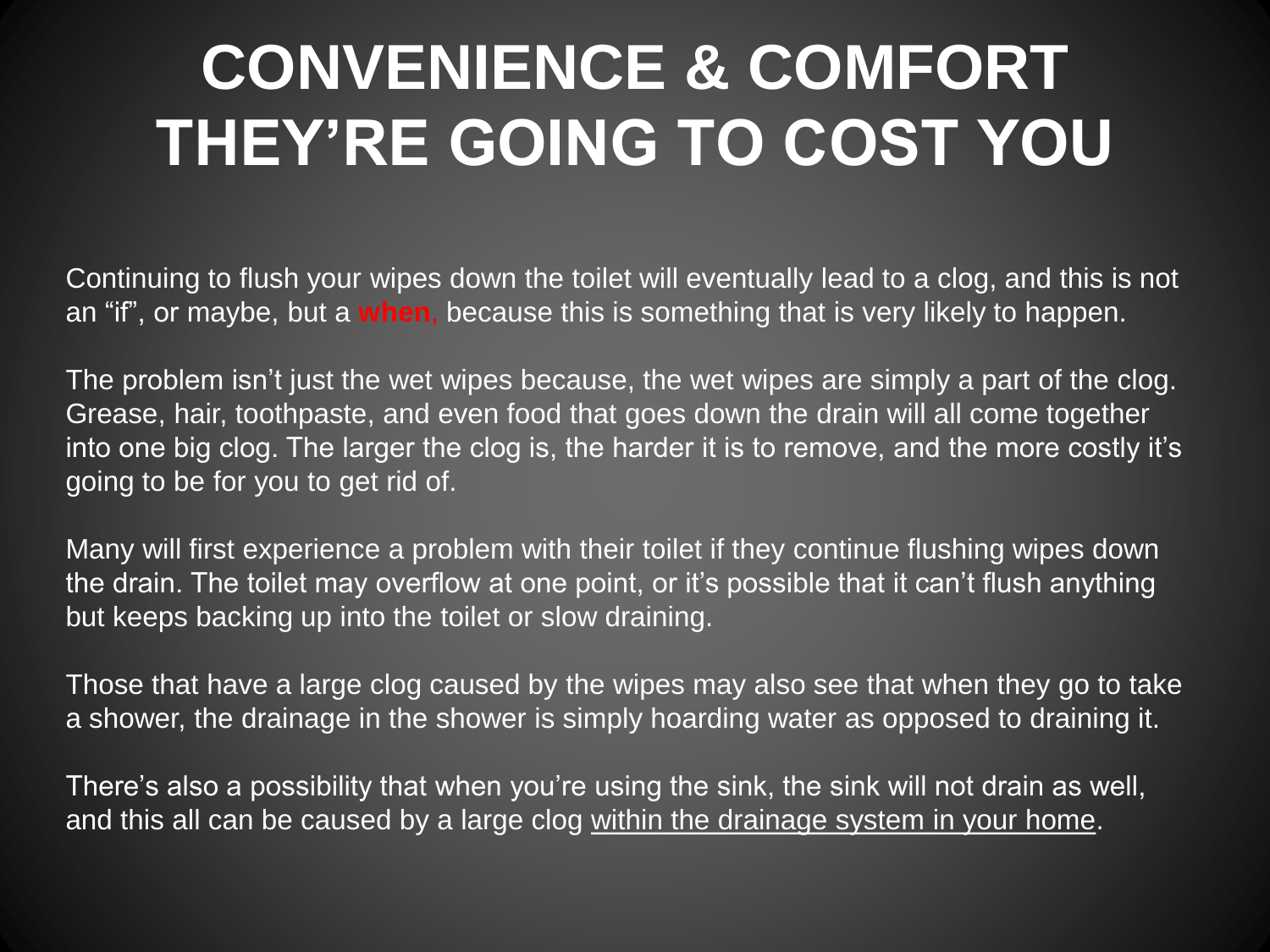# CONVENIENCE & COMFORT THEY'RE GOING TO COST YOU

Continuing to flush your wipes down the toilet will eventually lead to a clog, and this is not an "if", or maybe, but a **when**, because this is something that is very likely to happen.

The problem isn't just the wet wipes because, the wet wipes are simply a part of the clog. Grease, hair, toothpaste, and even food that goes down the drain will all come together into one big clog. The larger the clog is, the harder it is to remove, and the more costly it's going to be for you to get rid of.

Many will first experience a problem with their toilet if they continue flushing wipes down the drain. The toilet may overflow at one point, or it's possible that it can't flush anything but keeps backing up into the toilet or slow draining.

Those that have a large clog caused by the wipes may also see that when they go to take a shower, the drainage in the shower is simply hoarding water as opposed to draining it.

There's also a possibility that when you're using the sink, the sink will not drain as well, and this all can be caused by a large clog within the drainage system in your home.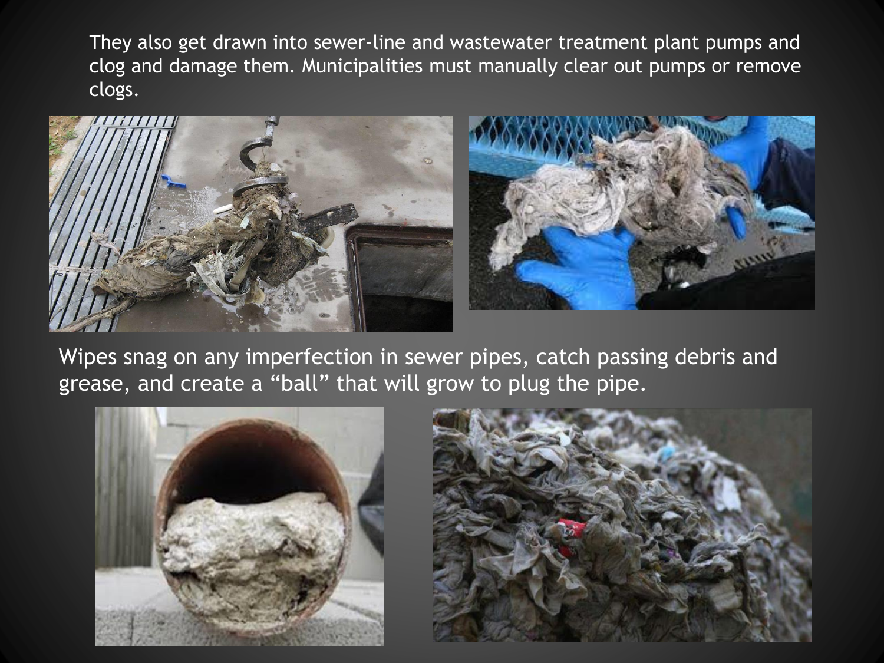They also get drawn into sewer-line and wastewater treatment plant pumps and clog and damage them. Municipalities must manually clear out pumps or remove clogs.

Wipes snag on any imperfection in sewer pipes, catch passing debris and grease, and create a “ball” that will grow to plug the pipe.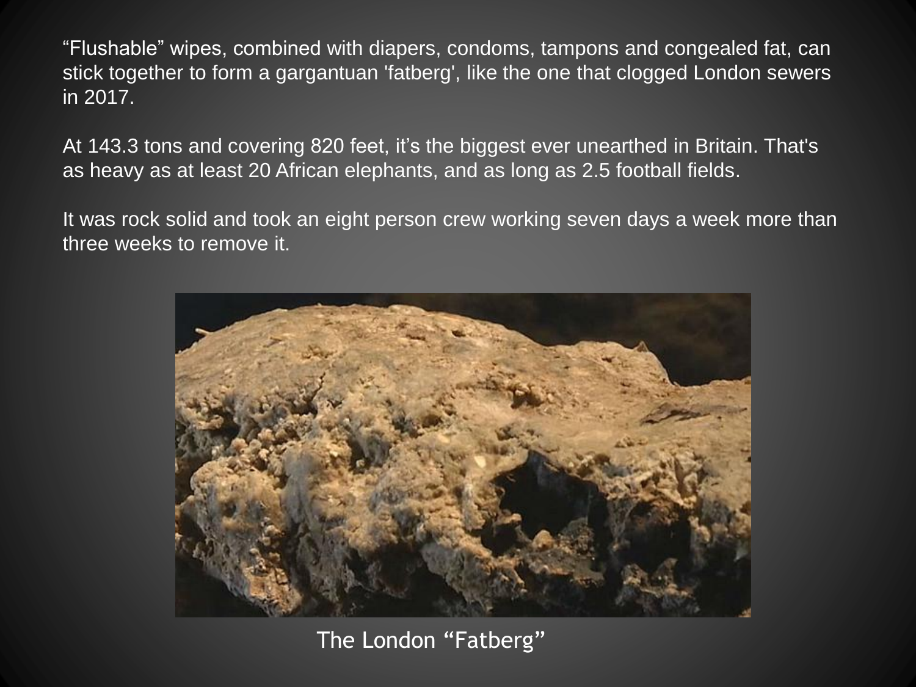“Flushable” wipes, combined with diapers, condoms, tampons and congealed fat, can stick together to form a gargantuan 'fatberg', like the one that clogged London sewers in 2017.

At 143.3 tons and covering 820 feet, it’s the biggest ever unearthed in Britain. That's as heavy as at least 20 African elephants, and as long as 2.5 football fields.

It was rock solid and took an eight person crew working seven days a week more than three weeks to remove it.

The London “Fatberg”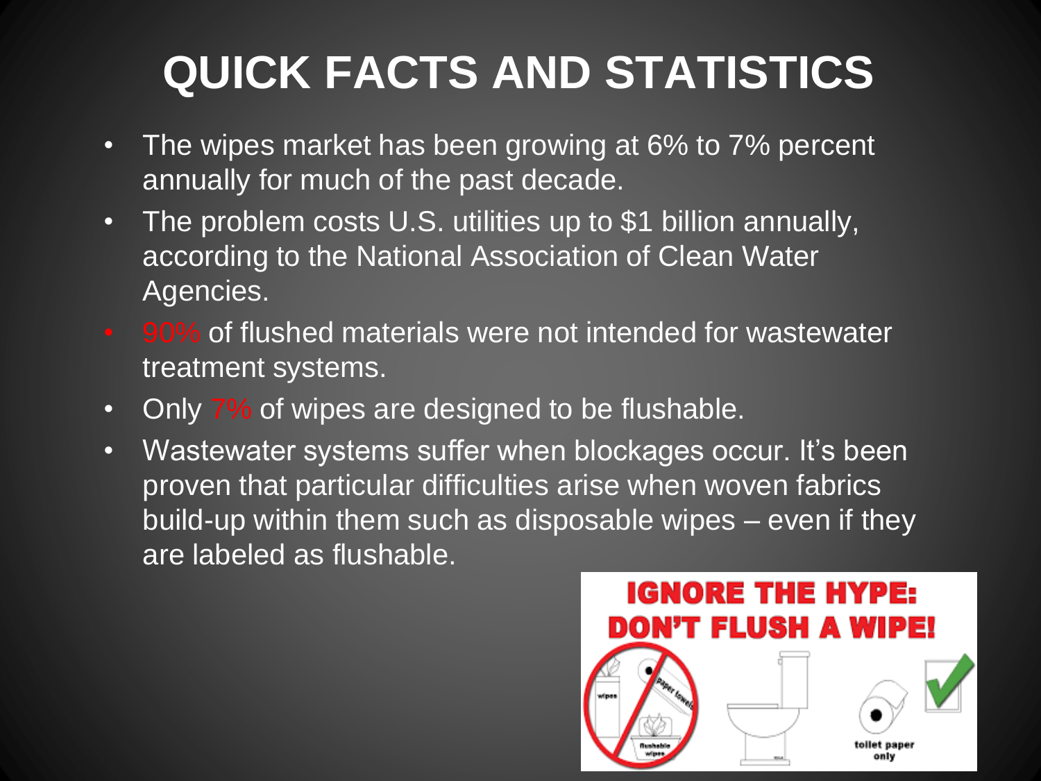# QUICK FACTS AND STATISTICS

- The wipes market has been growing at 6% to 7% percent annually for much of the past decade.
- The problem costs U.S. utilities up to $1 billion annually, according to the National Association of Clean Water Agencies.
- 90% of flushed materials were not intended for wastewater treatment systems.
- Only 7% of wipes are designed to be flushable.
- Wastewater systems suffer when blockages occur. It's been proven that particular difficulties arise when woven fabrics build-up within them such as disposable wipes – even if they are labeled as flushable.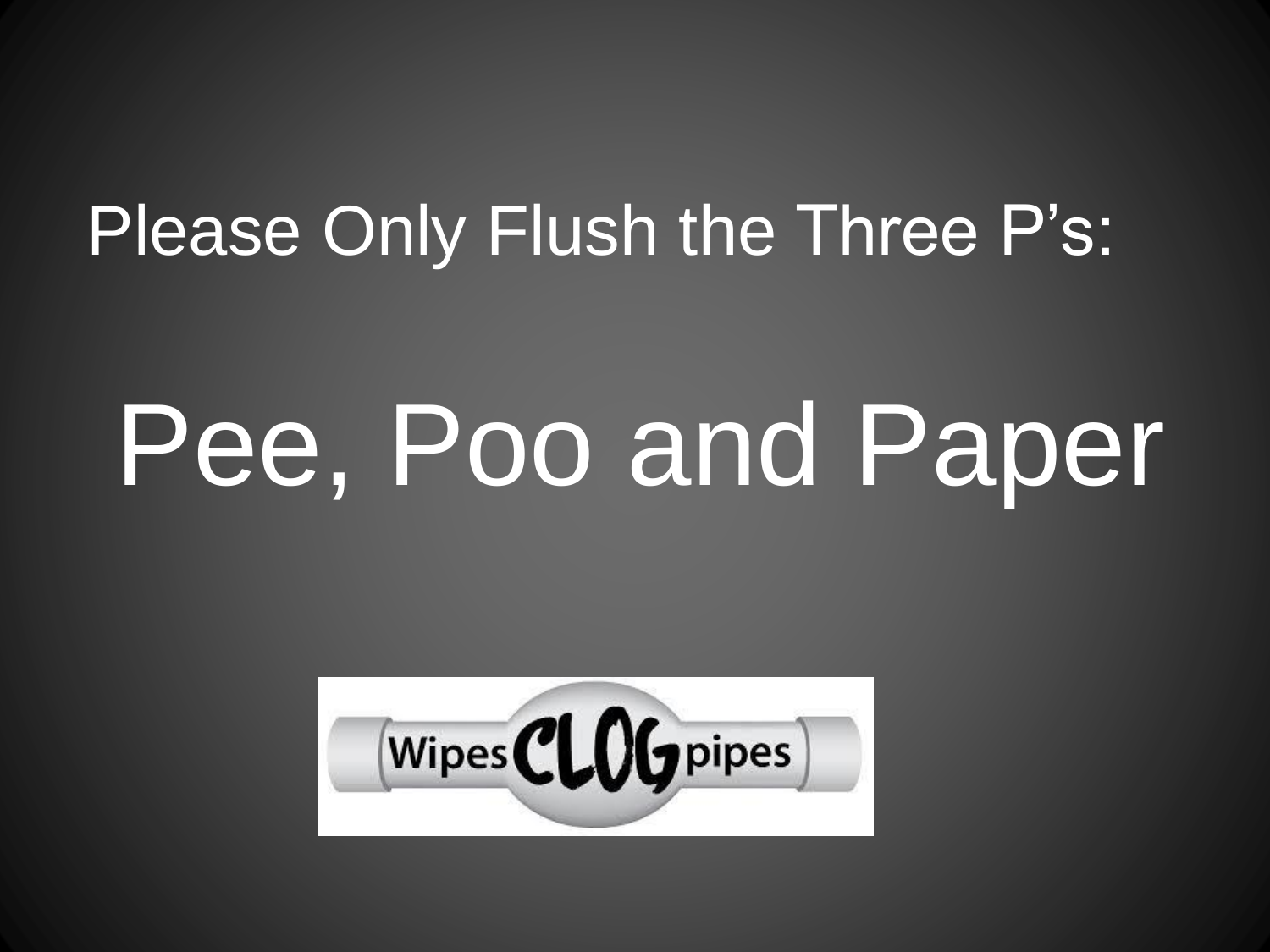Please Only Flush the Three P's:

# Pee, Poo and Paper

Wipes CLOG pipes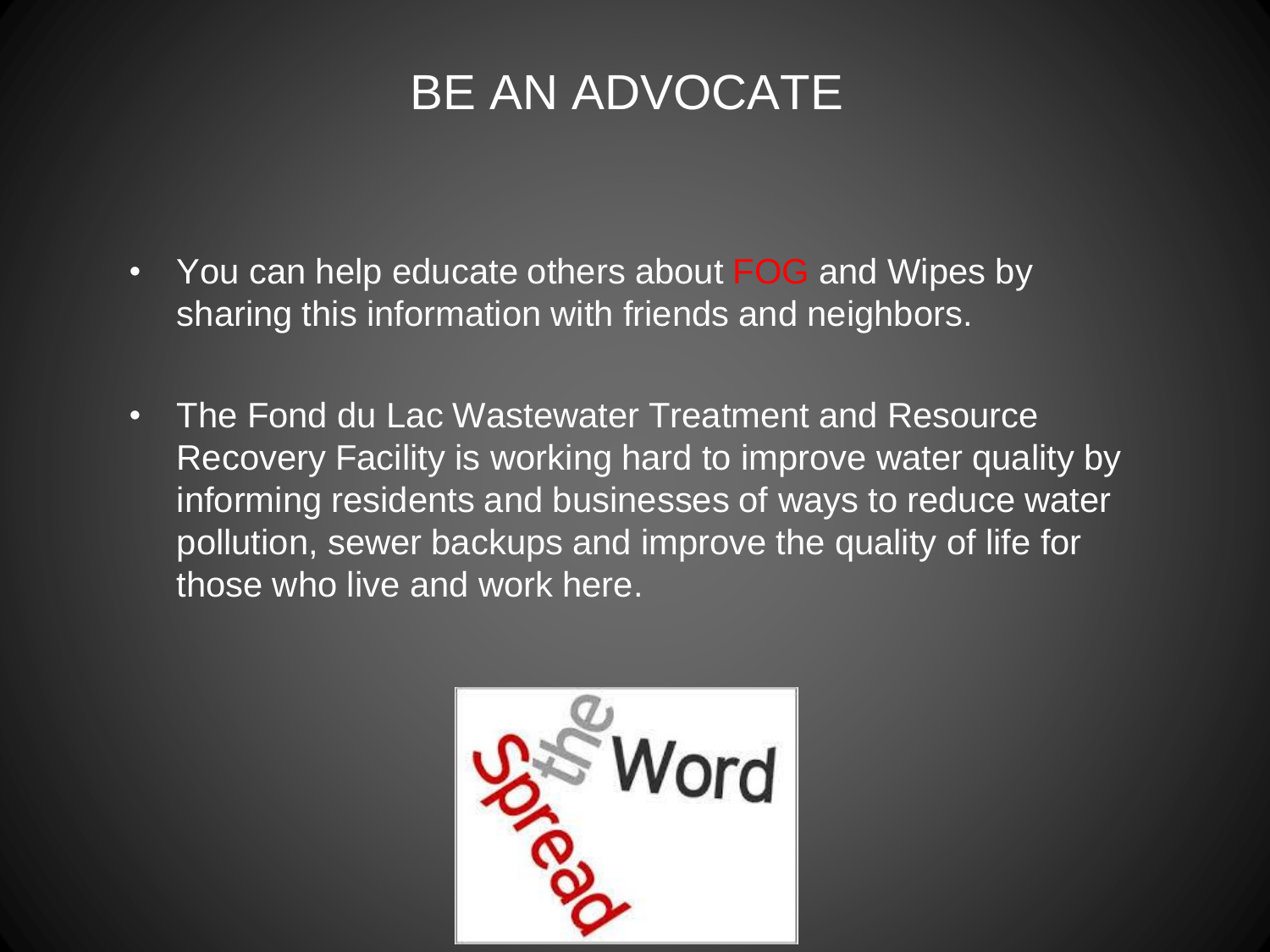# BE AN ADVOCATE

- You can help educate others about FOG and Wipes by sharing this information with friends and neighbors.
- The Fond du Lac Wastewater Treatment and Resource Recovery Facility is working hard to improve water quality by informing residents and businesses of ways to reduce water pollution, sewer backups and improve the quality of life for those who live and work here.